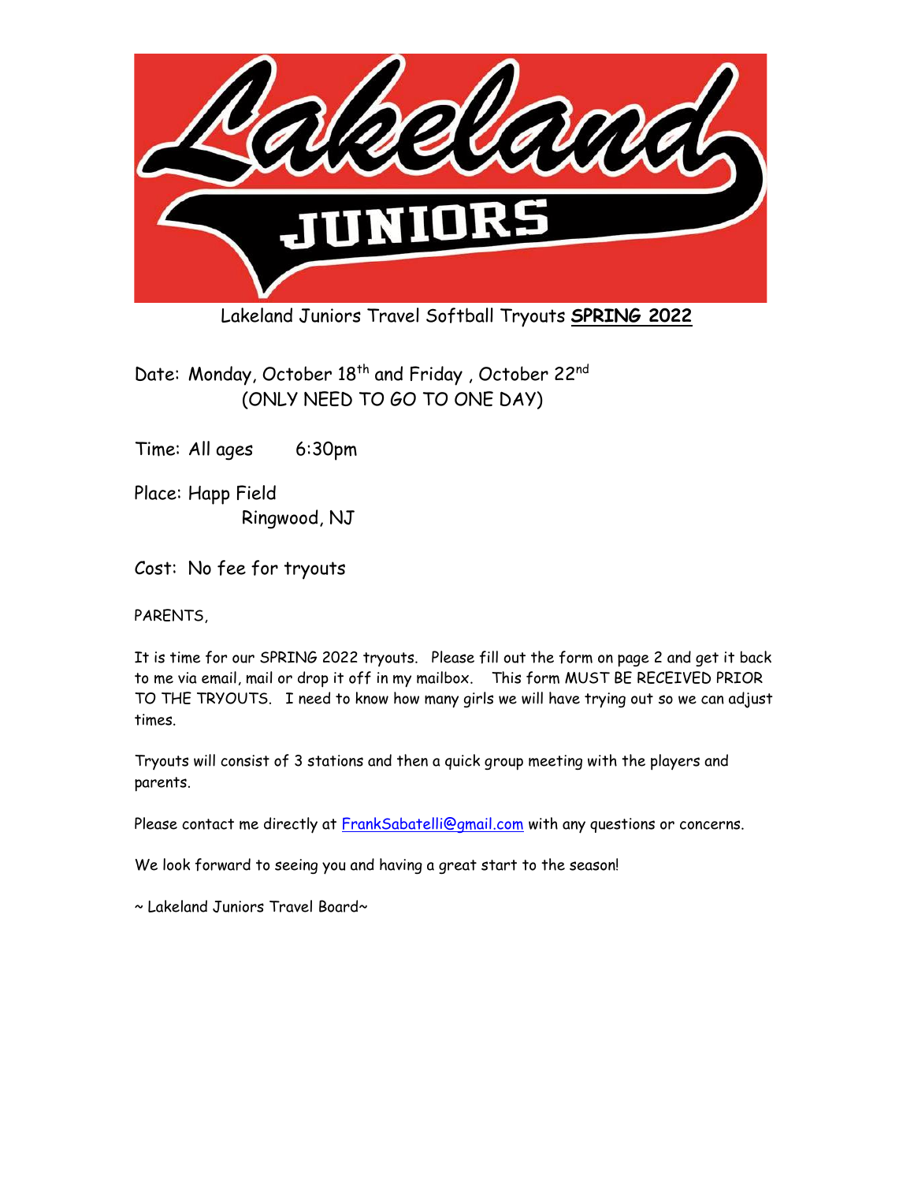Lakeland Juniors Travel Softball Tryouts **SPRING 2022**

Date: Monday, October 18th and Friday , October 22nd
(ONLY NEED TO GO TO ONE DAY)

Time: All ages 6:30pm

Place: Happ Field
Ringwood, NJ

Cost: No fee for tryouts

PARENTS,

It is time for our SPRING 2022 tryouts. Please fill out the form on page 2 and get it back to me via email, mail or drop it off in my mailbox. This form MUST BE RECEIVED PRIOR TO THE TRYOUTS. I need to know how many girls we will have trying out so we can adjust times.

Tryouts will consist of 3 stations and then a quick group meeting with the players and parents.

Please contact me directly at FrankSabatelli@gmail.com with any questions or concerns.

We look forward to seeing you and having a great start to the season!

~ Lakeland Juniors Travel Board~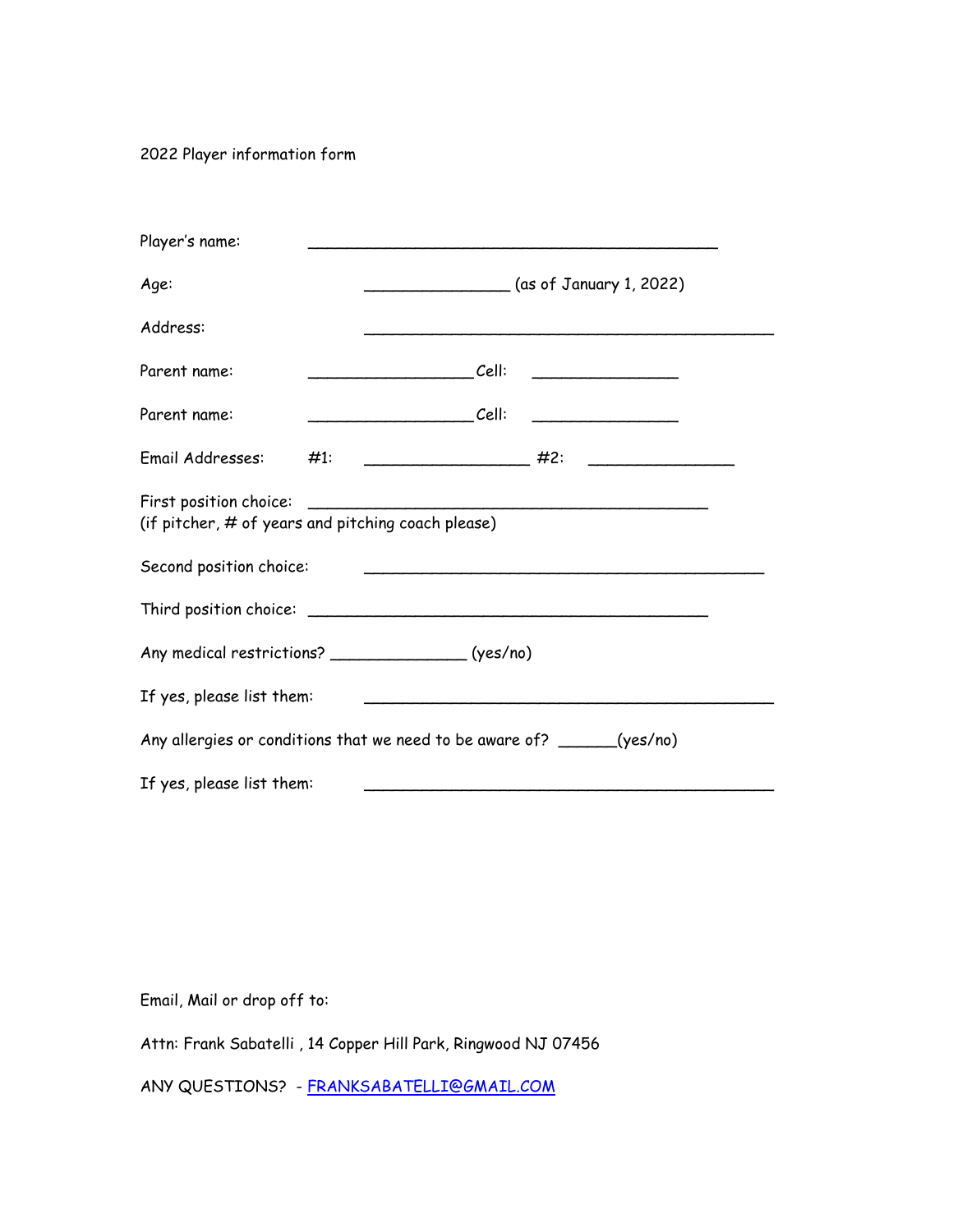2022 Player information form

Player's name: ____________________________________________

Age: ________________ (as of January 1, 2022)

Address: ____________________________________________

Parent name: __________________ Cell: ________________

Parent name: __________________ Cell: ________________

Email Addresses: #1: __________________ #2: ________________

First position choice: ____________________________________________
(if pitcher, # of years and pitching coach please)

Second position choice: ____________________________________________

Third position choice: ____________________________________________

Any medical restrictions? ______________ (yes/no)

If yes, please list them: ____________________________________________

Any allergies or conditions that we need to be aware of? ______(yes/no)

If yes, please list them: ____________________________________________

Email, Mail or drop off to:

Attn: Frank Sabatelli , 14 Copper Hill Park, Ringwood NJ 07456

ANY QUESTIONS? - FRANKSABATELLI@GMAIL.COM